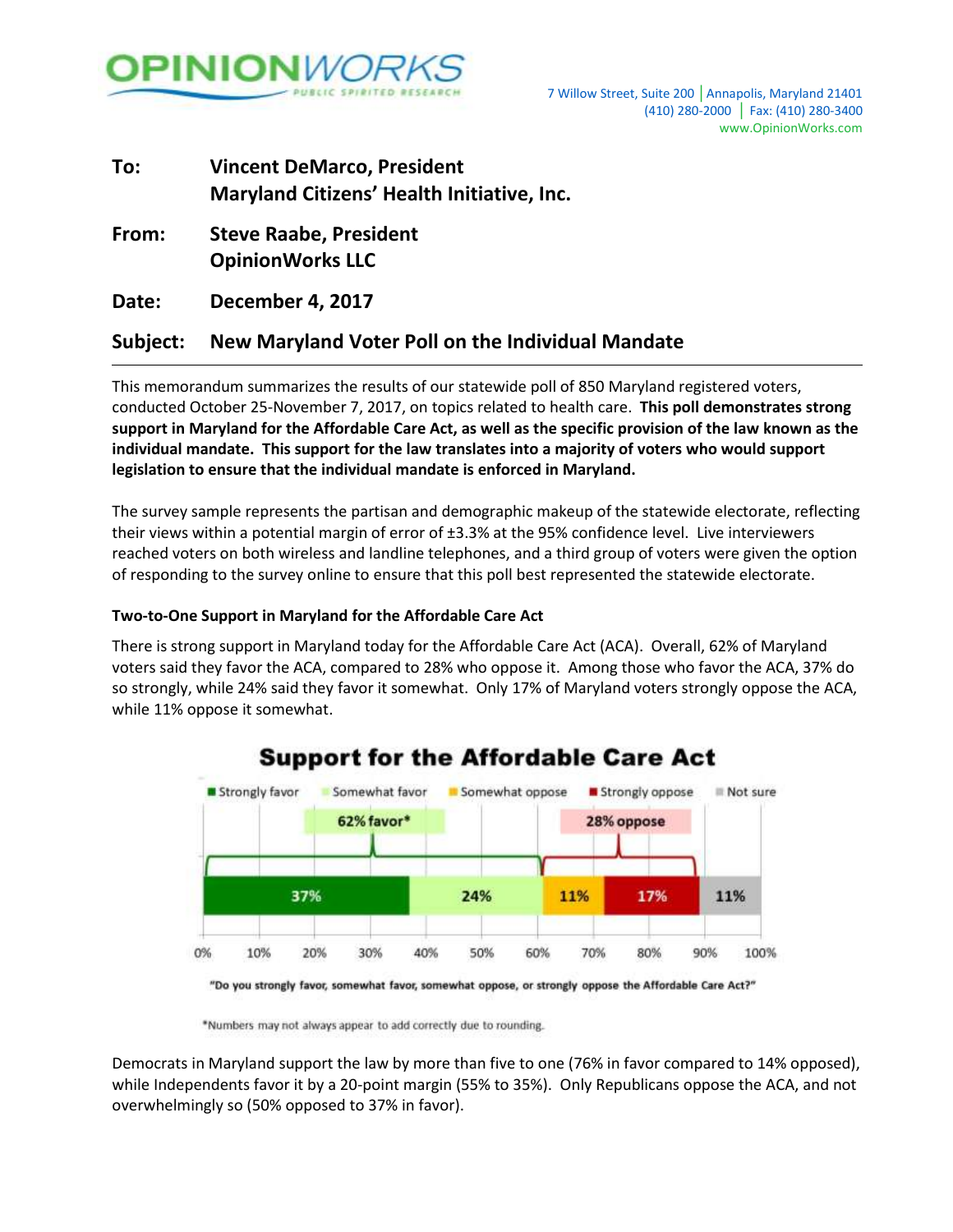OPINIONWORKS
PUBLIC SPIRITED RESEARCH

7 Willow Street, Suite 200 | Annapolis, Maryland 21401
(410) 280-2000 | Fax: (410) 280-3400
www.OpinionWorks.com

**To:** **Vincent DeMarco, President**
**Maryland Citizens' Health Initiative, Inc.**

**From:** **Steve Raabe, President**
**OpinionWorks LLC**

**Date:** **December 4, 2017**

**Subject:** **New Maryland Voter Poll on the Individual Mandate**

---

This memorandum summarizes the results of our statewide poll of 850 Maryland registered voters, conducted October 25-November 7, 2017, on topics related to health care. **This poll demonstrates strong support in Maryland for the Affordable Care Act, as well as the specific provision of the law known as the individual mandate. This support for the law translates into a majority of voters who would support legislation to ensure that the individual mandate is enforced in Maryland.**

The survey sample represents the partisan and demographic makeup of the statewide electorate, reflecting their views within a potential margin of error of ±3.3% at the 95% confidence level. Live interviewers reached voters on both wireless and landline telephones, and a third group of voters were given the option of responding to the survey online to ensure that this poll best represented the statewide electorate.

### Two-to-One Support in Maryland for the Affordable Care Act

There is strong support in Maryland today for the Affordable Care Act (ACA). Overall, 62% of Maryland voters said they favor the ACA, compared to 28% who oppose it. Among those who favor the ACA, 37% do so strongly, while 24% said they favor it somewhat. Only 17% of Maryland voters strongly oppose the ACA, while 11% oppose it somewhat.

**Support for the Affordable Care Act**

| Strongly favor | Somewhat favor | Somewhat oppose | Strongly oppose | Not sure |
|---|---|---|---|---|
| 37% | 24% | 11% | 17% | 11% |
| 62% favor* | | 28% oppose | | |

"Do you strongly favor, somewhat favor, somewhat oppose, or strongly oppose the Affordable Care Act?"

*Numbers may not always appear to add correctly due to rounding.

Democrats in Maryland support the law by more than five to one (76% in favor compared to 14% opposed), while Independents favor it by a 20-point margin (55% to 35%). Only Republicans oppose the ACA, and not overwhelmingly so (50% opposed to 37% in favor).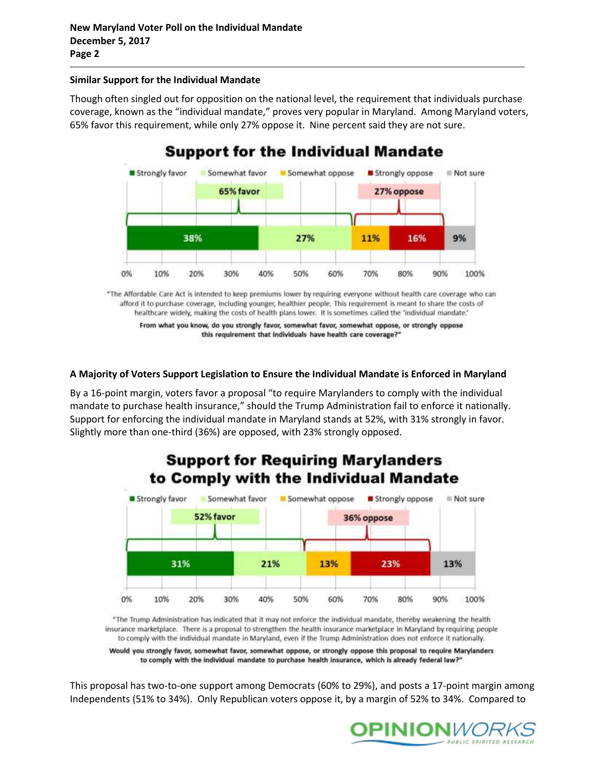**Similar Support for the Individual Mandate**

Though often singled out for opposition on the national level, the requirement that individuals purchase coverage, known as the "individual mandate," proves very popular in Maryland. Among Maryland voters, 65% favor this requirement, while only 27% oppose it. Nine percent said they are not sure.

**Support for the Individual Mandate**

| Strongly favor | Somewhat favor | Somewhat oppose | Strongly oppose | Not sure |
|---|---|---|---|---|
| 38% | 27% | 11% | 16% | 9% |

65% favor; 27% oppose

"The Affordable Care Act is intended to keep premiums lower by requiring everyone without health care coverage who can afford it to purchase coverage, including younger, healthier people. This requirement is meant to share the costs of healthcare widely, making the costs of health plans lower. It is sometimes called the 'individual mandate.'

**From what you know, do you strongly favor, somewhat favor, somewhat oppose, or strongly oppose this requirement that individuals have health care coverage?"**

**A Majority of Voters Support Legislation to Ensure the Individual Mandate is Enforced in Maryland**

By a 16-point margin, voters favor a proposal "to require Marylanders to comply with the individual mandate to purchase health insurance," should the Trump Administration fail to enforce it nationally. Support for enforcing the individual mandate in Maryland stands at 52%, with 31% strongly in favor. Slightly more than one-third (36%) are opposed, with 23% strongly opposed.

**Support for Requiring Marylanders to Comply with the Individual Mandate**

| Strongly favor | Somewhat favor | Somewhat oppose | Strongly oppose | Not sure |
|---|---|---|---|---|
| 31% | 21% | 13% | 23% | 13% |

52% favor; 36% oppose

"The Trump Administration has indicated that it may not enforce the individual mandate, thereby weakening the health insurance marketplace. There is a proposal to strengthen the health insurance marketplace in Maryland by requiring people to comply with the individual mandate in Maryland, even if the Trump Administration does not enforce it nationally.

**Would you strongly favor, somewhat favor, somewhat oppose, or strongly oppose this proposal to require Marylanders to comply with the individual mandate to purchase health insurance, which is already federal law?"**

This proposal has two-to-one support among Democrats (60% to 29%), and posts a 17-point margin among Independents (51% to 34%). Only Republican voters oppose it, by a margin of 52% to 34%. Compared to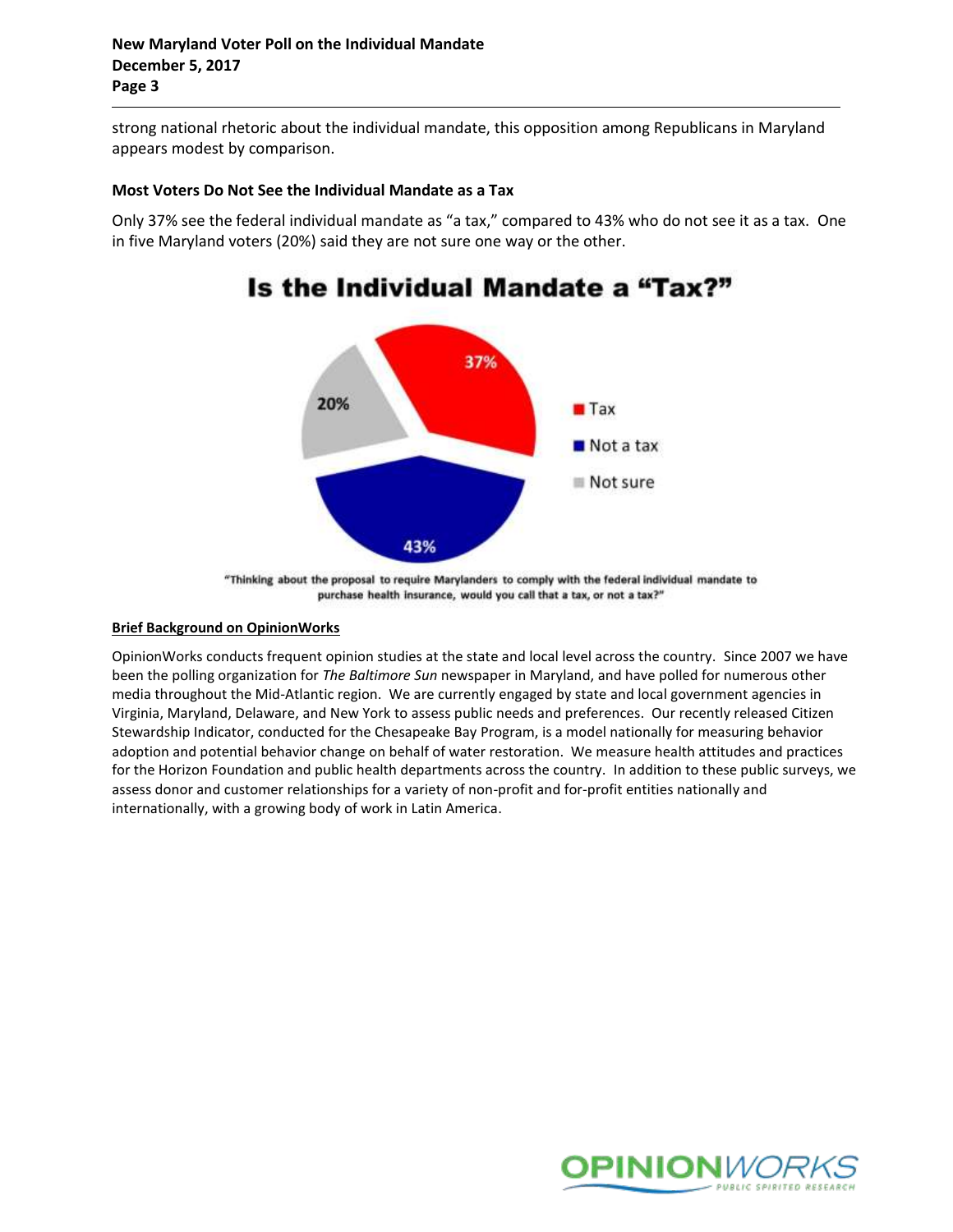strong national rhetoric about the individual mandate, this opposition among Republicans in Maryland appears modest by comparison.

### Most Voters Do Not See the Individual Mandate as a Tax

Only 37% see the federal individual mandate as "a tax," compared to 43% who do not see it as a tax. One in five Maryland voters (20%) said they are not sure one way or the other.

**Is the Individual Mandate a "Tax?"**

37%

20%

43%

Tax

Not a tax

Not sure

"Thinking about the proposal to require Marylanders to comply with the federal individual mandate to purchase health insurance, would you call that a tax, or not a tax?"

### Brief Background on OpinionWorks

OpinionWorks conducts frequent opinion studies at the state and local level across the country. Since 2007 we have been the polling organization for *The Baltimore Sun* newspaper in Maryland, and have polled for numerous other media throughout the Mid-Atlantic region. We are currently engaged by state and local government agencies in Virginia, Maryland, Delaware, and New York to assess public needs and preferences. Our recently released Citizen Stewardship Indicator, conducted for the Chesapeake Bay Program, is a model nationally for measuring behavior adoption and potential behavior change on behalf of water restoration. We measure health attitudes and practices for the Horizon Foundation and public health departments across the country. In addition to these public surveys, we assess donor and customer relationships for a variety of non-profit and for-profit entities nationally and internationally, with a growing body of work in Latin America.